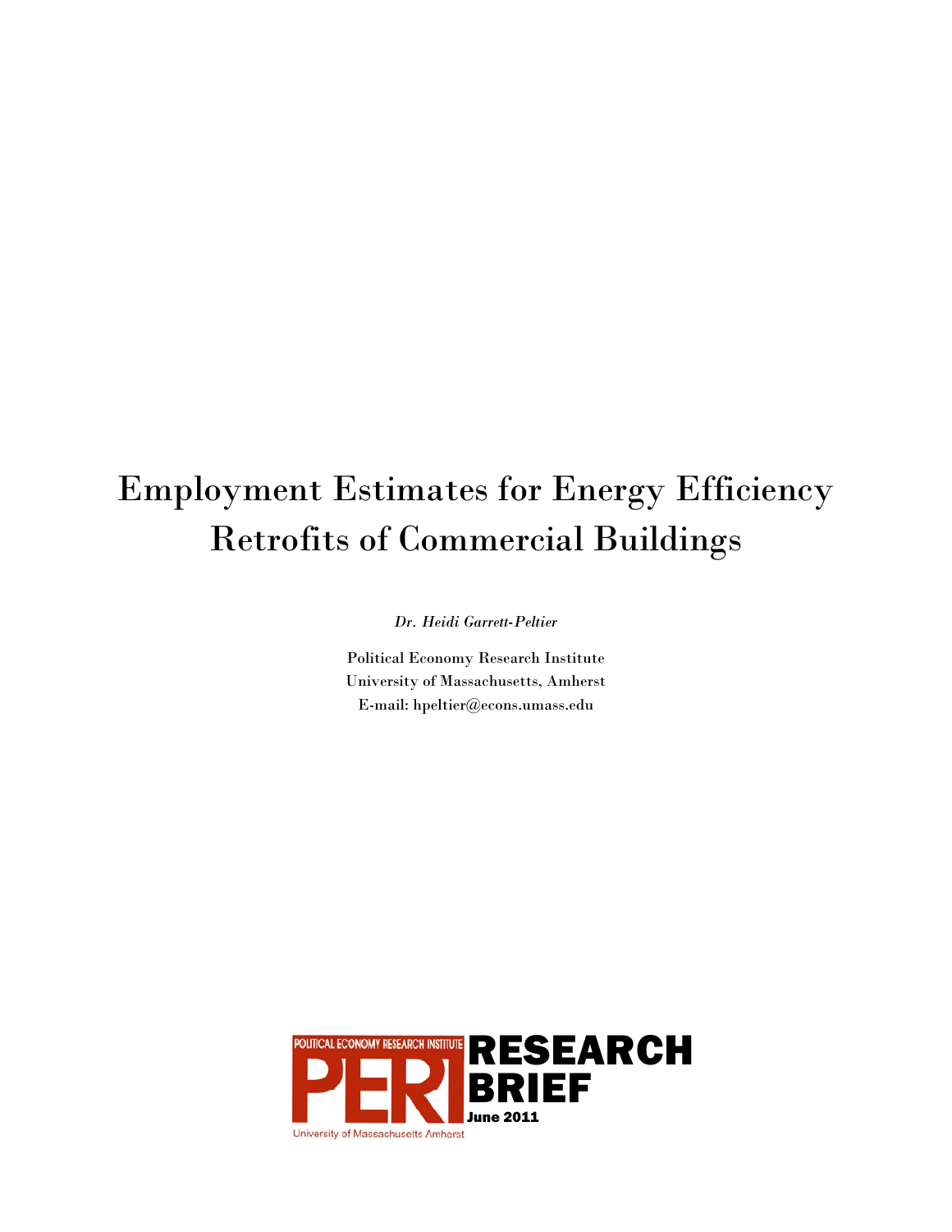# Employment Estimates for Energy Efficiency Retrofits of Commercial Buildings

*Dr. Heidi Garrett-Peltier*

Political Economy Research Institute
University of Massachusetts, Amherst
E-mail: hpeltier@econs.umass.edu

POLITICAL ECONOMY RESEARCH INSTITUTE

PERI

University of Massachusetts Amherst

RESEARCH BRIEF

June 2011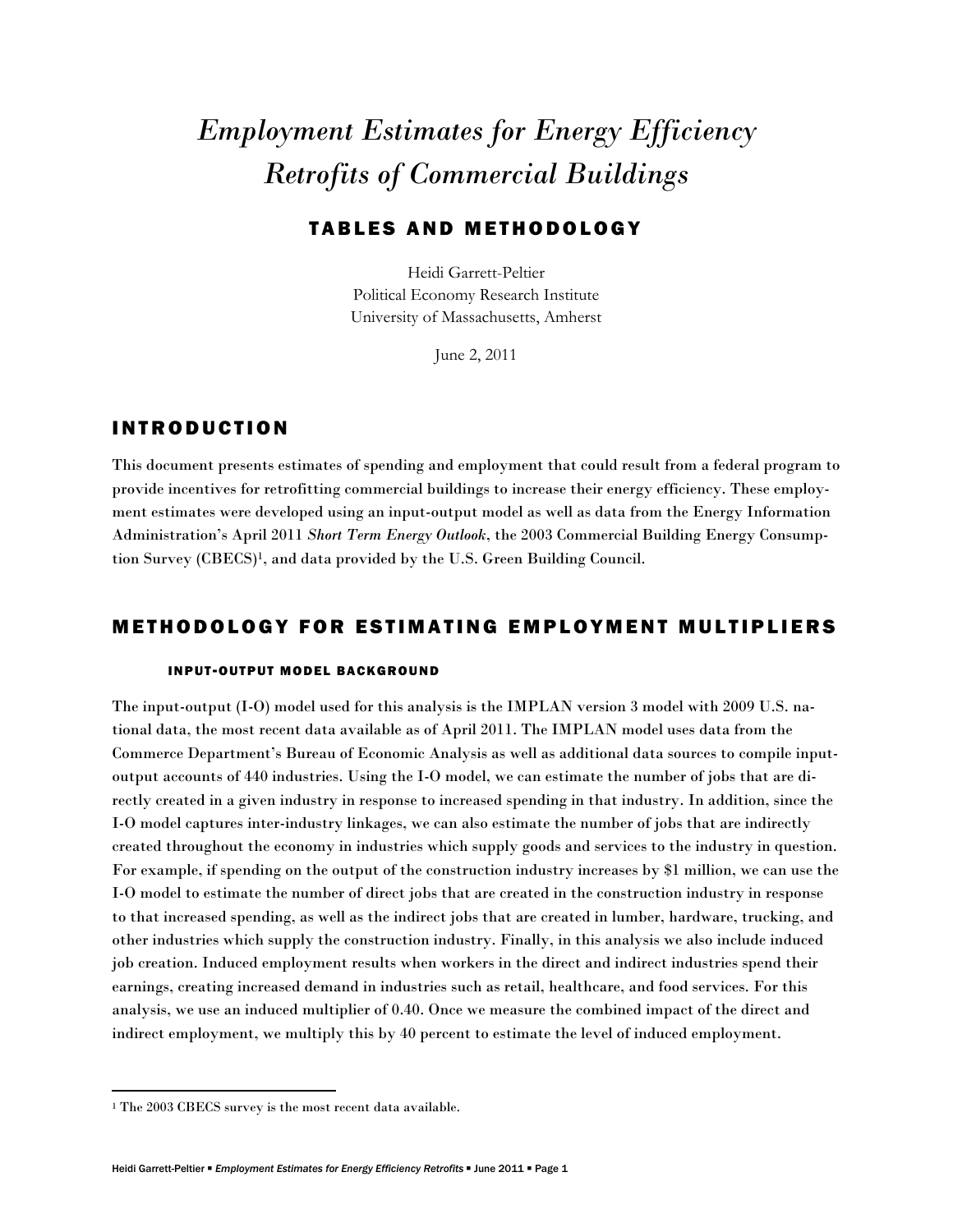# *Employment Estimates for Energy Efficiency Retrofits of Commercial Buildings*

## TABLES AND METHODOLOGY

Heidi Garrett-Peltier
Political Economy Research Institute
University of Massachusetts, Amherst

June 2, 2011

## INTRODUCTION

This document presents estimates of spending and employment that could result from a federal program to provide incentives for retrofitting commercial buildings to increase their energy efficiency. These employment estimates were developed using an input-output model as well as data from the Energy Information Administration's April 2011 *Short Term Energy Outlook*, the 2003 Commercial Building Energy Consumption Survey (CBECS)[1], and data provided by the U.S. Green Building Council.

## METHODOLOGY FOR ESTIMATING EMPLOYMENT MULTIPLIERS

### INPUT-OUTPUT MODEL BACKGROUND

The input-output (I-O) model used for this analysis is the IMPLAN version 3 model with 2009 U.S. national data, the most recent data available as of April 2011. The IMPLAN model uses data from the Commerce Department's Bureau of Economic Analysis as well as additional data sources to compile input-output accounts of 440 industries. Using the I-O model, we can estimate the number of jobs that are directly created in a given industry in response to increased spending in that industry. In addition, since the I-O model captures inter-industry linkages, we can also estimate the number of jobs that are indirectly created throughout the economy in industries which supply goods and services to the industry in question. For example, if spending on the output of the construction industry increases by $1 million, we can use the I-O model to estimate the number of direct jobs that are created in the construction industry in response to that increased spending, as well as the indirect jobs that are created in lumber, hardware, trucking, and other industries which supply the construction industry. Finally, in this analysis we also include induced job creation. Induced employment results when workers in the direct and indirect industries spend their earnings, creating increased demand in industries such as retail, healthcare, and food services. For this analysis, we use an induced multiplier of 0.40. Once we measure the combined impact of the direct and indirect employment, we multiply this by 40 percent to estimate the level of induced employment.

---

[1] The 2003 CBECS survey is the most recent data available.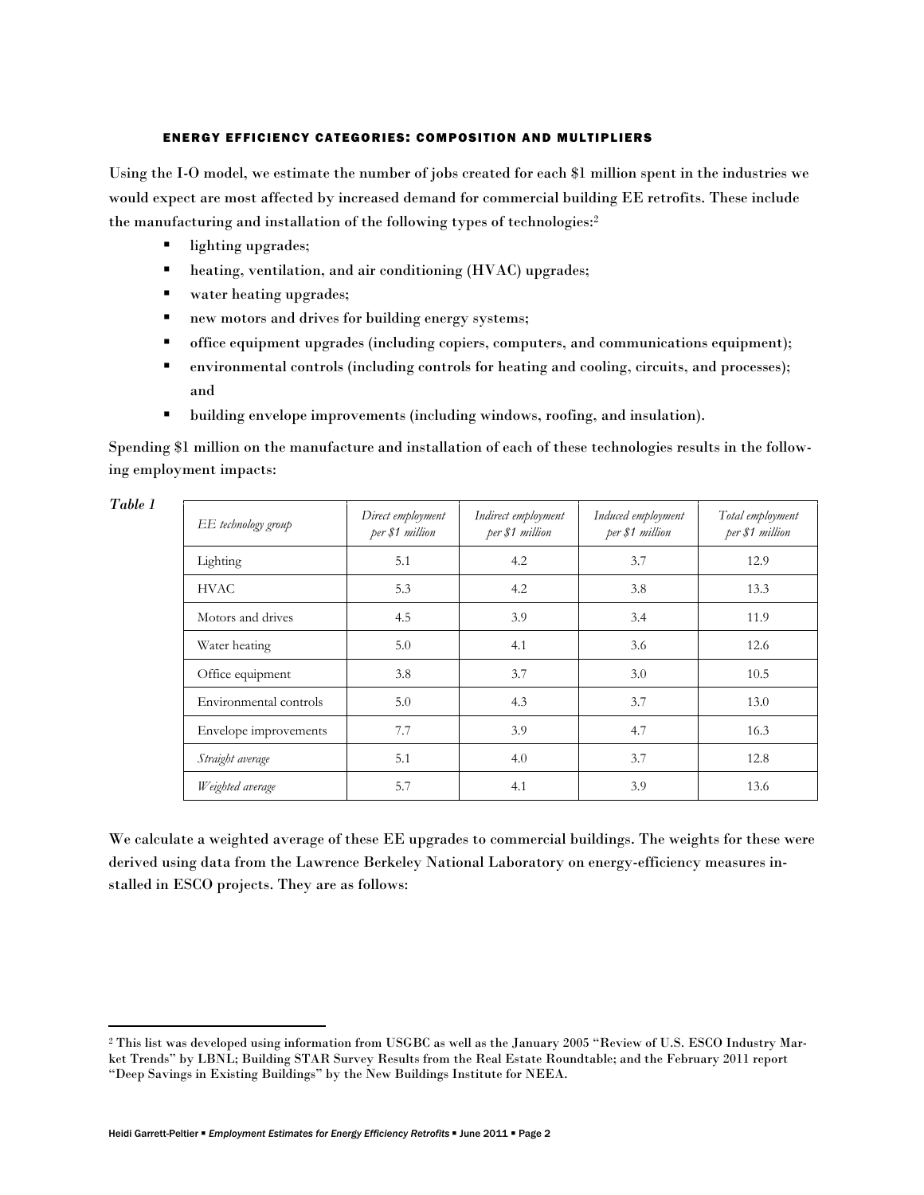### ENERGY EFFICIENCY CATEGORIES: COMPOSITION AND MULTIPLIERS

Using the I-O model, we estimate the number of jobs created for each $1 million spent in the industries we would expect are most affected by increased demand for commercial building EE retrofits. These include the manufacturing and installation of the following types of technologies:[2]

- lighting upgrades;
- heating, ventilation, and air conditioning (HVAC) upgrades;
- water heating upgrades;
- new motors and drives for building energy systems;
- office equipment upgrades (including copiers, computers, and communications equipment);
- environmental controls (including controls for heating and cooling, circuits, and processes); and
- building envelope improvements (including windows, roofing, and insulation).

Spending $1 million on the manufacture and installation of each of these technologies results in the following employment impacts:

*Table 1*

| *EE technology group* | *Direct employment per $1 million* | *Indirect employment per $1 million* | *Induced employment per $1 million* | *Total employment per $1 million* |
|---|---|---|---|---|
| Lighting | 5.1 | 4.2 | 3.7 | 12.9 |
| HVAC | 5.3 | 4.2 | 3.8 | 13.3 |
| Motors and drives | 4.5 | 3.9 | 3.4 | 11.9 |
| Water heating | 5.0 | 4.1 | 3.6 | 12.6 |
| Office equipment | 3.8 | 3.7 | 3.0 | 10.5 |
| Environmental controls | 5.0 | 4.3 | 3.7 | 13.0 |
| Envelope improvements | 7.7 | 3.9 | 4.7 | 16.3 |
| *Straight average* | 5.1 | 4.0 | 3.7 | 12.8 |
| *Weighted average* | 5.7 | 4.1 | 3.9 | 13.6 |

We calculate a weighted average of these EE upgrades to commercial buildings. The weights for these were derived using data from the Lawrence Berkeley National Laboratory on energy-efficiency measures installed in ESCO projects. They are as follows:

---

[2] This list was developed using information from USGBC as well as the January 2005 "Review of U.S. ESCO Industry Market Trends" by LBNL; Building STAR Survey Results from the Real Estate Roundtable; and the February 2011 report "Deep Savings in Existing Buildings" by the New Buildings Institute for NEEA.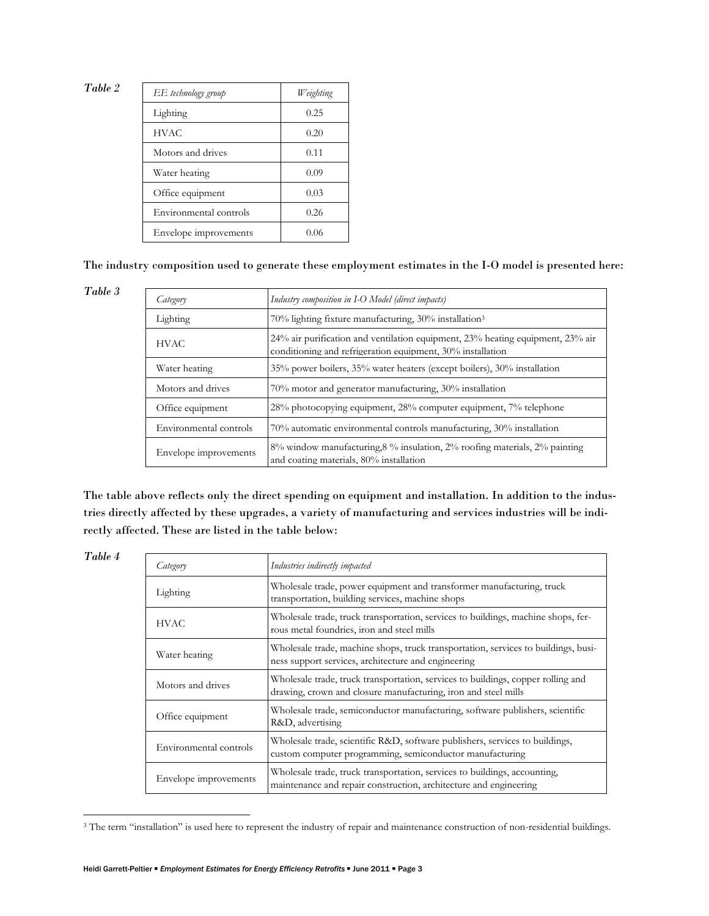*Table 2*

| *EE technology group* | *Weighting* |
|---|---|
| Lighting | 0.25 |
| HVAC | 0.20 |
| Motors and drives | 0.11 |
| Water heating | 0.09 |
| Office equipment | 0.03 |
| Environmental controls | 0.26 |
| Envelope improvements | 0.06 |

**The industry composition used to generate these employment estimates in the I-O model is presented here:**

*Table 3*

| *Category* | *Industry composition in I-O Model (direct impacts)* |
|---|---|
| Lighting | 70% lighting fixture manufacturing, 30% installation[3] |
| HVAC | 24% air purification and ventilation equipment, 23% heating equipment, 23% air conditioning and refrigeration equipment, 30% installation |
| Water heating | 35% power boilers, 35% water heaters (except boilers), 30% installation |
| Motors and drives | 70% motor and generator manufacturing, 30% installation |
| Office equipment | 28% photocopying equipment, 28% computer equipment, 7% telephone |
| Environmental controls | 70% automatic environmental controls manufacturing, 30% installation |
| Envelope improvements | 8% window manufacturing,8 % insulation, 2% roofing materials, 2% painting and coating materials, 80% installation |

**The table above reflects only the direct spending on equipment and installation. In addition to the industries directly affected by these upgrades, a variety of manufacturing and services industries will be indirectly affected. These are listed in the table below:**

*Table 4*

| *Category* | *Industries indirectly impacted* |
|---|---|
| Lighting | Wholesale trade, power equipment and transformer manufacturing, truck transportation, building services, machine shops |
| HVAC | Wholesale trade, truck transportation, services to buildings, machine shops, ferrous metal foundries, iron and steel mills |
| Water heating | Wholesale trade, machine shops, truck transportation, services to buildings, business support services, architecture and engineering |
| Motors and drives | Wholesale trade, truck transportation, services to buildings, copper rolling and drawing, crown and closure manufacturing, iron and steel mills |
| Office equipment | Wholesale trade, semiconductor manufacturing, software publishers, scientific R&D, advertising |
| Environmental controls | Wholesale trade, scientific R&D, software publishers, services to buildings, custom computer programming, semiconductor manufacturing |
| Envelope improvements | Wholesale trade, truck transportation, services to buildings, accounting, maintenance and repair construction, architecture and engineering |

[3] The term "installation" is used here to represent the industry of repair and maintenance construction of non-residential buildings.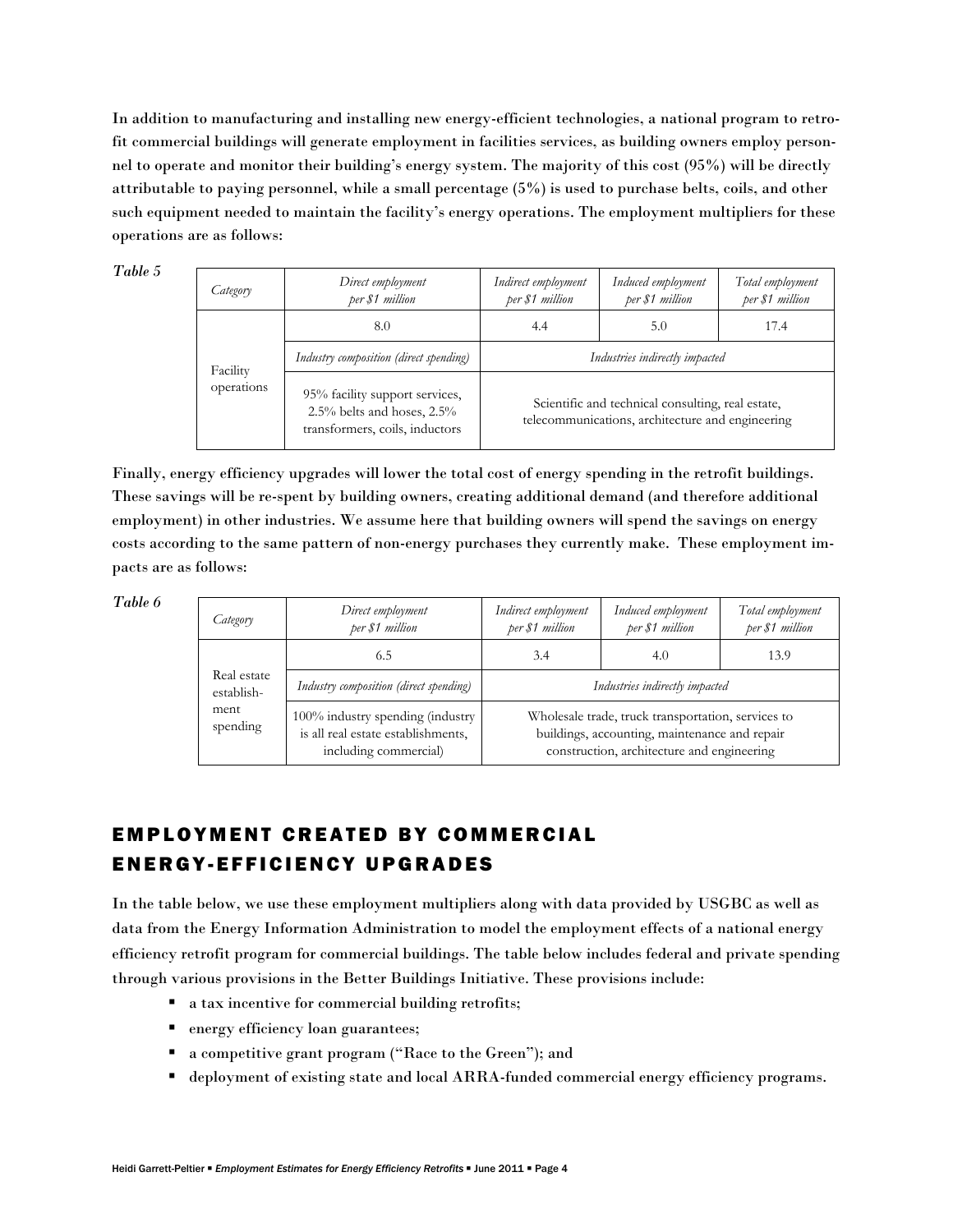In addition to manufacturing and installing new energy-efficient technologies, a national program to retrofit commercial buildings will generate employment in facilities services, as building owners employ personnel to operate and monitor their building's energy system. The majority of this cost (95%) will be directly attributable to paying personnel, while a small percentage (5%) is used to purchase belts, coils, and other such equipment needed to maintain the facility's energy operations. The employment multipliers for these operations are as follows:

*Table 5*

| *Category* | *Direct employment per $1 million* | *Indirect employment per $1 million* | *Induced employment per $1 million* | *Total employment per $1 million* |
|---|---|---|---|---|
| Facility operations | 8.0 | 4.4 | 5.0 | 17.4 |
| | *Industry composition (direct spending)* | *Industries indirectly impacted* | | |
| | 95% facility support services, 2.5% belts and hoses, 2.5% transformers, coils, inductors | Scientific and technical consulting, real estate, telecommunications, architecture and engineering | | |

Finally, energy efficiency upgrades will lower the total cost of energy spending in the retrofit buildings. These savings will be re-spent by building owners, creating additional demand (and therefore additional employment) in other industries. We assume here that building owners will spend the savings on energy costs according to the same pattern of non-energy purchases they currently make. These employment impacts are as follows:

*Table 6*

| *Category* | *Direct employment per $1 million* | *Indirect employment per $1 million* | *Induced employment per $1 million* | *Total employment per $1 million* |
|---|---|---|---|---|
| Real estate establishment spending | 6.5 | 3.4 | 4.0 | 13.9 |
| | *Industry composition (direct spending)* | *Industries indirectly impacted* | | |
| | 100% industry spending (industry is all real estate establishments, including commercial) | Wholesale trade, truck transportation, services to buildings, accounting, maintenance and repair construction, architecture and engineering | | |

## EMPLOYMENT CREATED BY COMMERCIAL ENERGY-EFFICIENCY UPGRADES

In the table below, we use these employment multipliers along with data provided by USGBC as well as data from the Energy Information Administration to model the employment effects of a national energy efficiency retrofit program for commercial buildings. The table below includes federal and private spending through various provisions in the Better Buildings Initiative. These provisions include:

- a tax incentive for commercial building retrofits;
- energy efficiency loan guarantees;
- a competitive grant program ("Race to the Green"); and
- deployment of existing state and local ARRA-funded commercial energy efficiency programs.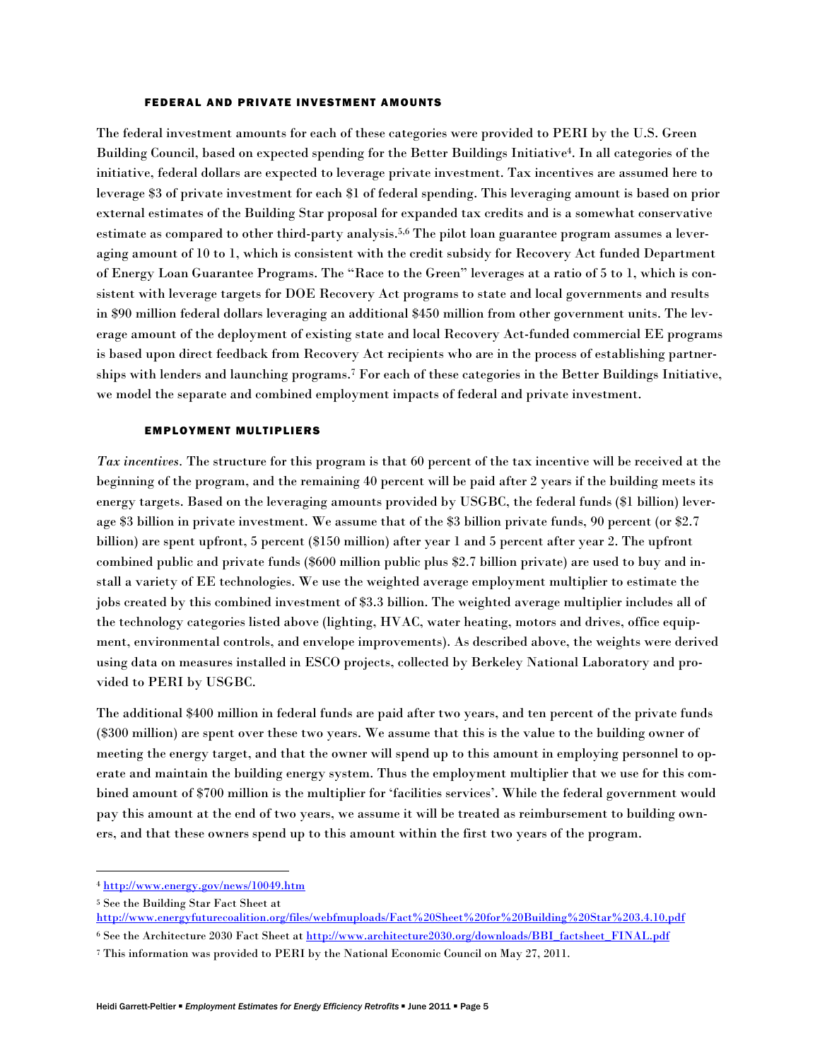### FEDERAL AND PRIVATE INVESTMENT AMOUNTS

The federal investment amounts for each of these categories were provided to PERI by the U.S. Green Building Council, based on expected spending for the Better Buildings Initiative[4]. In all categories of the initiative, federal dollars are expected to leverage private investment. Tax incentives are assumed here to leverage $3 of private investment for each $1 of federal spending. This leveraging amount is based on prior external estimates of the Building Star proposal for expanded tax credits and is a somewhat conservative estimate as compared to other third-party analysis.[5,6] The pilot loan guarantee program assumes a leveraging amount of 10 to 1, which is consistent with the credit subsidy for Recovery Act funded Department of Energy Loan Guarantee Programs. The "Race to the Green" leverages at a ratio of 5 to 1, which is consistent with leverage targets for DOE Recovery Act programs to state and local governments and results in $90 million federal dollars leveraging an additional $450 million from other government units. The leverage amount of the deployment of existing state and local Recovery Act-funded commercial EE programs is based upon direct feedback from Recovery Act recipients who are in the process of establishing partnerships with lenders and launching programs.[7] For each of these categories in the Better Buildings Initiative, we model the separate and combined employment impacts of federal and private investment.

### EMPLOYMENT MULTIPLIERS

*Tax incentives*. The structure for this program is that 60 percent of the tax incentive will be received at the beginning of the program, and the remaining 40 percent will be paid after 2 years if the building meets its energy targets. Based on the leveraging amounts provided by USGBC, the federal funds ($1 billion) leverage $3 billion in private investment. We assume that of the $3 billion private funds, 90 percent (or $2.7 billion) are spent upfront, 5 percent ($150 million) after year 1 and 5 percent after year 2. The upfront combined public and private funds ($600 million public plus $2.7 billion private) are used to buy and install a variety of EE technologies. We use the weighted average employment multiplier to estimate the jobs created by this combined investment of $3.3 billion. The weighted average multiplier includes all of the technology categories listed above (lighting, HVAC, water heating, motors and drives, office equipment, environmental controls, and envelope improvements). As described above, the weights were derived using data on measures installed in ESCO projects, collected by Berkeley National Laboratory and provided to PERI by USGBC.

The additional $400 million in federal funds are paid after two years, and ten percent of the private funds ($300 million) are spent over these two years. We assume that this is the value to the building owner of meeting the energy target, and that the owner will spend up to this amount in employing personnel to operate and maintain the building energy system. Thus the employment multiplier that we use for this combined amount of $700 million is the multiplier for 'facilities services'. While the federal government would pay this amount at the end of two years, we assume it will be treated as reimbursement to building owners, and that these owners spend up to this amount within the first two years of the program.

---

[4] http://www.energy.gov/news/10049.htm

[5] See the Building Star Fact Sheet at http://www.energyfuturecoalition.org/files/webfmuploads/Fact%20Sheet%20for%20Building%20Star%203.4.10.pdf

[6] See the Architecture 2030 Fact Sheet at http://www.architecture2030.org/downloads/BBI_factsheet_FINAL.pdf

[7] This information was provided to PERI by the National Economic Council on May 27, 2011.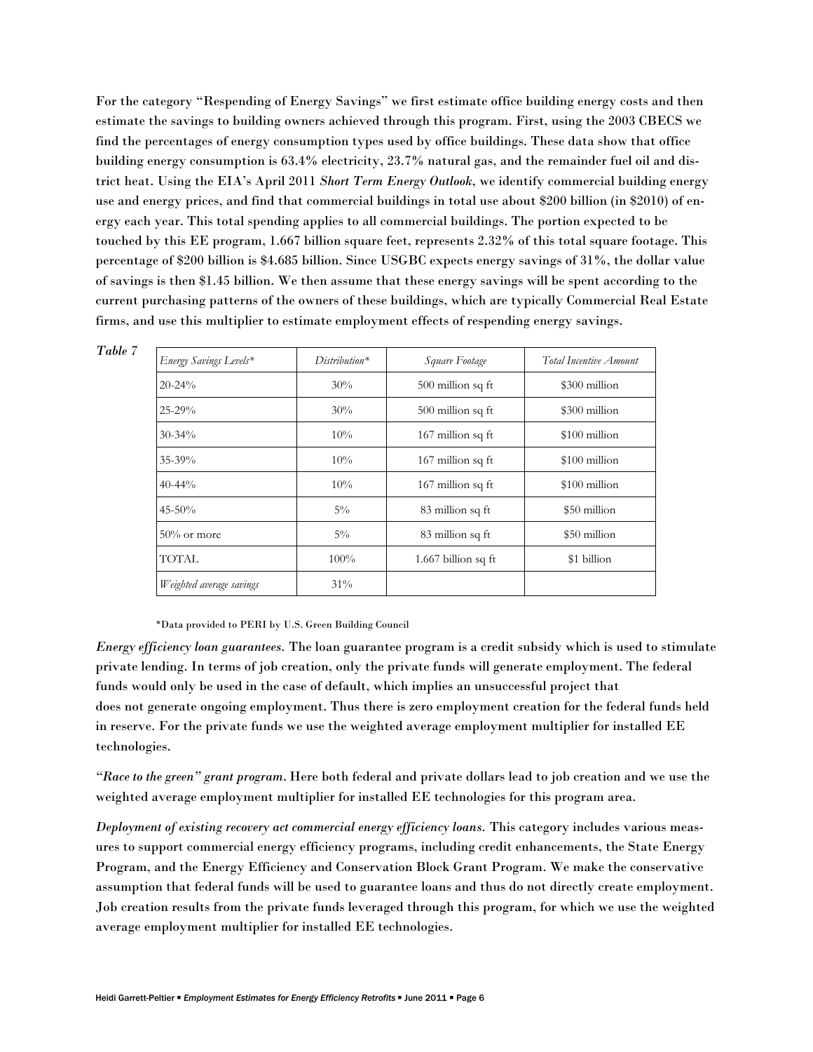For the category "Respending of Energy Savings" we first estimate office building energy costs and then estimate the savings to building owners achieved through this program. First, using the 2003 CBECS we find the percentages of energy consumption types used by office buildings. These data show that office building energy consumption is 63.4% electricity, 23.7% natural gas, and the remainder fuel oil and district heat. Using the EIA's April 2011 *Short Term Energy Outlook*, we identify commercial building energy use and energy prices, and find that commercial buildings in total use about \$200 billion (in \$2010) of energy each year. This total spending applies to all commercial buildings. The portion expected to be touched by this EE program, 1.667 billion square feet, represents 2.32% of this total square footage. This percentage of \$200 billion is \$4.685 billion. Since USGBC expects energy savings of 31%, the dollar value of savings is then \$1.45 billion. We then assume that these energy savings will be spent according to the current purchasing patterns of the owners of these buildings, which are typically Commercial Real Estate firms, and use this multiplier to estimate employment effects of respending energy savings.

*Table 7*

| *Energy Savings Levels** | *Distribution** | *Square Footage* | *Total Incentive Amount* |
|---|---|---|---|
| 20-24% | 30% | 500 million sq ft | \$300 million |
| 25-29% | 30% | 500 million sq ft | \$300 million |
| 30-34% | 10% | 167 million sq ft | \$100 million |
| 35-39% | 10% | 167 million sq ft | \$100 million |
| 40-44% | 10% | 167 million sq ft | \$100 million |
| 45-50% | 5% | 83 million sq ft | \$50 million |
| 50% or more | 5% | 83 million sq ft | \$50 million |
| TOTAL | 100% | 1.667 billion sq ft | \$1 billion |
| *Weighted average savings* | 31% | | |

*Data provided to PERI by U.S. Green Building Council

*Energy efficiency loan guarantees.* The loan guarantee program is a credit subsidy which is used to stimulate private lending. In terms of job creation, only the private funds will generate employment. The federal funds would only be used in the case of default, which implies an unsuccessful project that does not generate ongoing employment. Thus there is zero employment creation for the federal funds held in reserve. For the private funds we use the weighted average employment multiplier for installed EE technologies.

*"Race to the green" grant program.* Here both federal and private dollars lead to job creation and we use the weighted average employment multiplier for installed EE technologies for this program area.

*Deployment of existing recovery act commercial energy efficiency loans.* This category includes various measures to support commercial energy efficiency programs, including credit enhancements, the State Energy Program, and the Energy Efficiency and Conservation Block Grant Program. We make the conservative assumption that federal funds will be used to guarantee loans and thus do not directly create employment. Job creation results from the private funds leveraged through this program, for which we use the weighted average employment multiplier for installed EE technologies.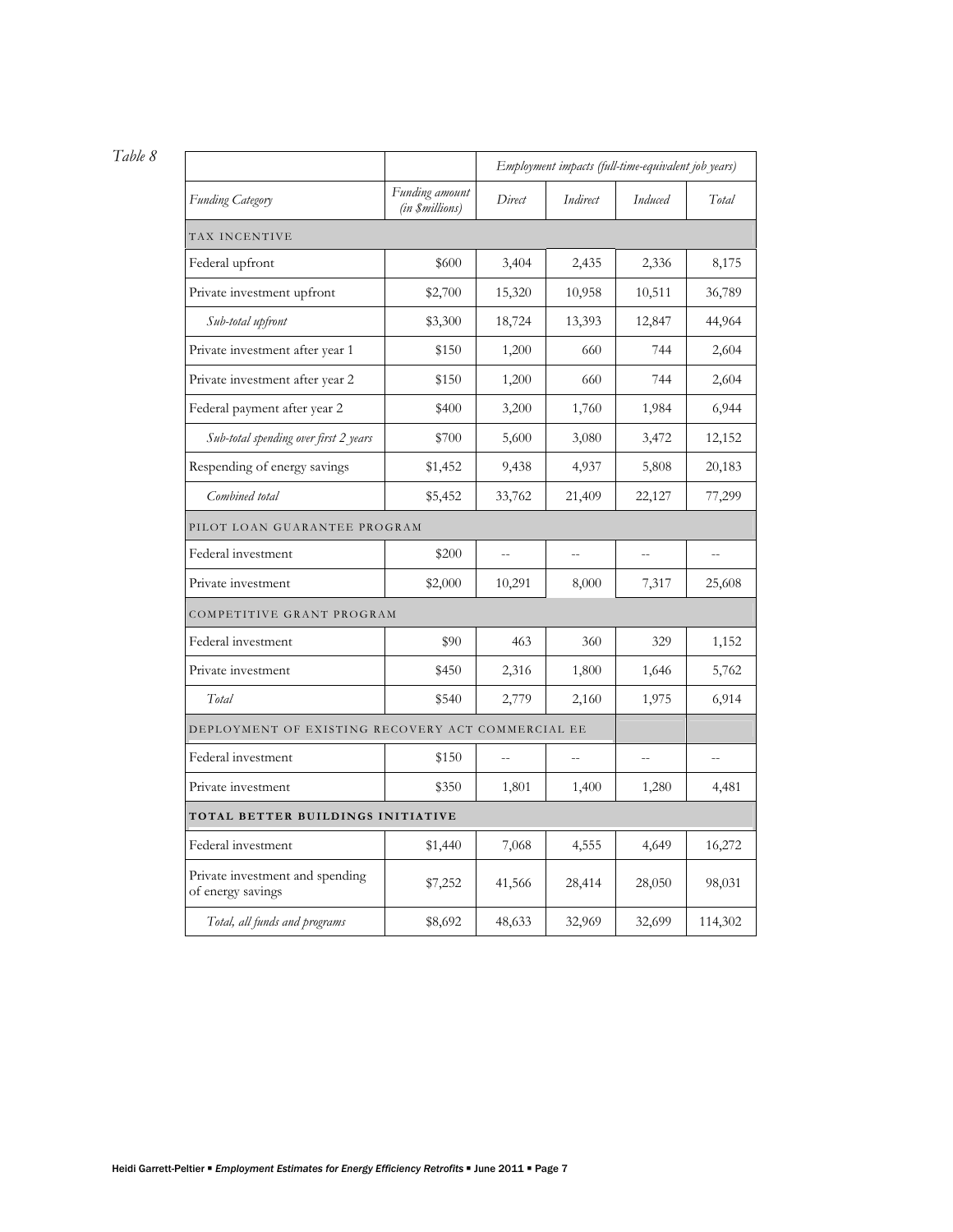*Table 8*

| | | *Employment impacts (full-time-equivalent job years)* | | | |
|---|---|---|---|---|---|
| *Funding Category* | *Funding amount (in $millions)* | *Direct* | *Indirect* | *Induced* | *Total* |
| TAX INCENTIVE | | | | | |
| Federal upfront | $600 | 3,404 | 2,435 | 2,336 | 8,175 |
| Private investment upfront | $2,700 | 15,320 | 10,958 | 10,511 | 36,789 |
| *Sub-total upfront* | $3,300 | 18,724 | 13,393 | 12,847 | 44,964 |
| Private investment after year 1 | $150 | 1,200 | 660 | 744 | 2,604 |
| Private investment after year 2 | $150 | 1,200 | 660 | 744 | 2,604 |
| Federal payment after year 2 | $400 | 3,200 | 1,760 | 1,984 | 6,944 |
| *Sub-total spending over first 2 years* | $700 | 5,600 | 3,080 | 3,472 | 12,152 |
| Respending of energy savings | $1,452 | 9,438 | 4,937 | 5,808 | 20,183 |
| *Combined total* | $5,452 | 33,762 | 21,409 | 22,127 | 77,299 |
| PILOT LOAN GUARANTEE PROGRAM | | | | | |
| Federal investment | $200 | -- | -- | -- | -- |
| Private investment | $2,000 | 10,291 | 8,000 | 7,317 | 25,608 |
| COMPETITIVE GRANT PROGRAM | | | | | |
| Federal investment | $90 | 463 | 360 | 329 | 1,152 |
| Private investment | $450 | 2,316 | 1,800 | 1,646 | 5,762 |
| *Total* | $540 | 2,779 | 2,160 | 1,975 | 6,914 |
| DEPLOYMENT OF EXISTING RECOVERY ACT COMMERCIAL EE | | | | | |
| Federal investment | $150 | -- | -- | -- | -- |
| Private investment | $350 | 1,801 | 1,400 | 1,280 | 4,481 |
| **TOTAL BETTER BUILDINGS INITIATIVE** | | | | | |
| Federal investment | $1,440 | 7,068 | 4,555 | 4,649 | 16,272 |
| Private investment and spending of energy savings | $7,252 | 41,566 | 28,414 | 28,050 | 98,031 |
| *Total, all funds and programs* | $8,692 | 48,633 | 32,969 | 32,699 | 114,302 |